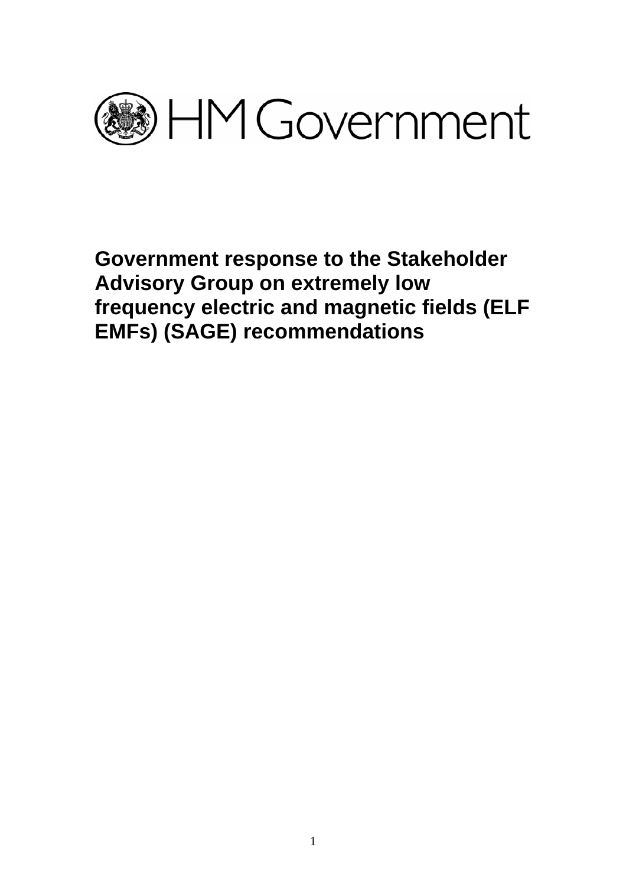HM Government

# Government response to the Stakeholder Advisory Group on extremely low frequency electric and magnetic fields (ELF EMFs) (SAGE) recommendations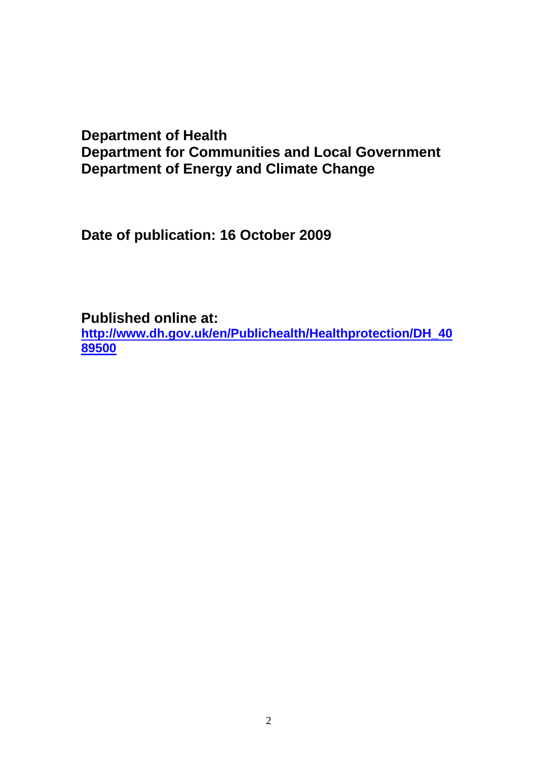**Department of Health**
**Department for Communities and Local Government**
**Department of Energy and Climate Change**

**Date of publication: 16 October 2009**

**Published online at:**
**[http://www.dh.gov.uk/en/Publichealth/Healthprotection/DH_4089500](http://www.dh.gov.uk/en/Publichealth/Healthprotection/DH_4089500)**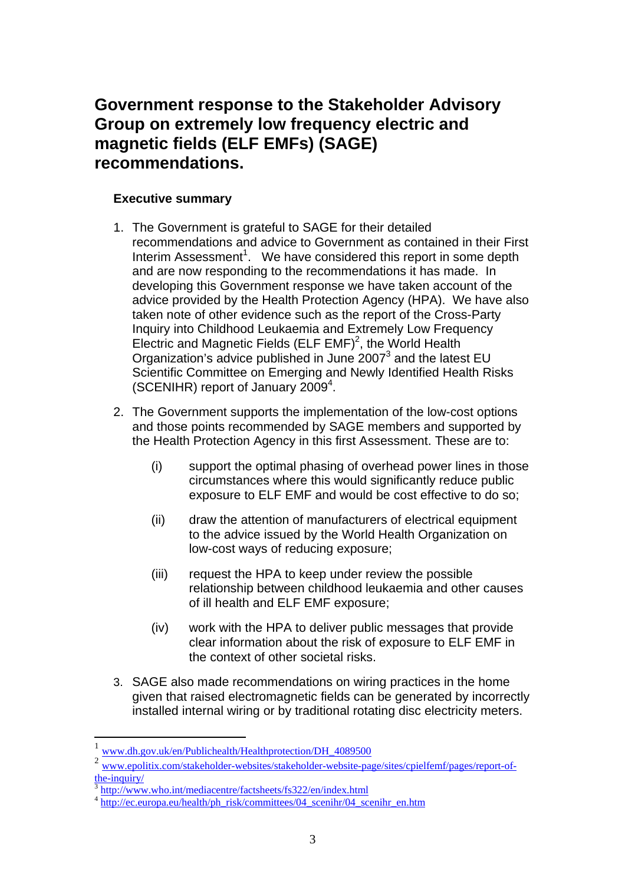# Government response to the Stakeholder Advisory Group on extremely low frequency electric and magnetic fields (ELF EMFs) (SAGE) recommendations.

## Executive summary

1. The Government is grateful to SAGE for their detailed recommendations and advice to Government as contained in their First Interim Assessment[1]. We have considered this report in some depth and are now responding to the recommendations it has made. In developing this Government response we have taken account of the advice provided by the Health Protection Agency (HPA). We have also taken note of other evidence such as the report of the Cross-Party Inquiry into Childhood Leukaemia and Extremely Low Frequency Electric and Magnetic Fields (ELF EMF)[2], the World Health Organization's advice published in June 2007[3] and the latest EU Scientific Committee on Emerging and Newly Identified Health Risks (SCENIHR) report of January 2009[4].

2. The Government supports the implementation of the low-cost options and those points recommended by SAGE members and supported by the Health Protection Agency in this first Assessment. These are to:

   (i) support the optimal phasing of overhead power lines in those circumstances where this would significantly reduce public exposure to ELF EMF and would be cost effective to do so;

   (ii) draw the attention of manufacturers of electrical equipment to the advice issued by the World Health Organization on low-cost ways of reducing exposure;

   (iii) request the HPA to keep under review the possible relationship between childhood leukaemia and other causes of ill health and ELF EMF exposure;

   (iv) work with the HPA to deliver public messages that provide clear information about the risk of exposure to ELF EMF in the context of other societal risks.

3. SAGE also made recommendations on wiring practices in the home given that raised electromagnetic fields can be generated by incorrectly installed internal wiring or by traditional rotating disc electricity meters.

---

[1] www.dh.gov.uk/en/Publichealth/Healthprotection/DH_4089500

[2] www.epolitix.com/stakeholder-websites/stakeholder-website-page/sites/cpielfemf/pages/report-of-the-inquiry/

[3] http://www.who.int/mediacentre/factsheets/fs322/en/index.html

[4] http://ec.europa.eu/health/ph_risk/committees/04_scenihr/04_scenihr_en.htm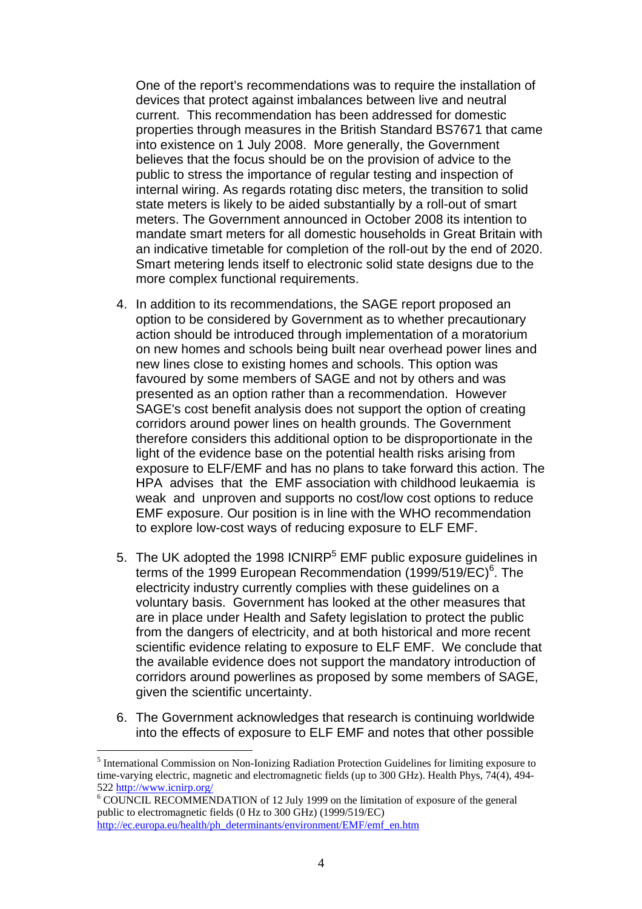One of the report's recommendations was to require the installation of devices that protect against imbalances between live and neutral current. This recommendation has been addressed for domestic properties through measures in the British Standard BS7671 that came into existence on 1 July 2008. More generally, the Government believes that the focus should be on the provision of advice to the public to stress the importance of regular testing and inspection of internal wiring. As regards rotating disc meters, the transition to solid state meters is likely to be aided substantially by a roll-out of smart meters. The Government announced in October 2008 its intention to mandate smart meters for all domestic households in Great Britain with an indicative timetable for completion of the roll-out by the end of 2020. Smart metering lends itself to electronic solid state designs due to the more complex functional requirements.

4. In addition to its recommendations, the SAGE report proposed an option to be considered by Government as to whether precautionary action should be introduced through implementation of a moratorium on new homes and schools being built near overhead power lines and new lines close to existing homes and schools. This option was favoured by some members of SAGE and not by others and was presented as an option rather than a recommendation. However SAGE's cost benefit analysis does not support the option of creating corridors around power lines on health grounds. The Government therefore considers this additional option to be disproportionate in the light of the evidence base on the potential health risks arising from exposure to ELF/EMF and has no plans to take forward this action. The HPA advises that the EMF association with childhood leukaemia is weak and unproven and supports no cost/low cost options to reduce EMF exposure. Our position is in line with the WHO recommendation to explore low-cost ways of reducing exposure to ELF EMF.

5. The UK adopted the 1998 ICNIRP[5] EMF public exposure guidelines in terms of the 1999 European Recommendation (1999/519/EC)[6]. The electricity industry currently complies with these guidelines on a voluntary basis. Government has looked at the other measures that are in place under Health and Safety legislation to protect the public from the dangers of electricity, and at both historical and more recent scientific evidence relating to exposure to ELF EMF. We conclude that the available evidence does not support the mandatory introduction of corridors around powerlines as proposed by some members of SAGE, given the scientific uncertainty.

6. The Government acknowledges that research is continuing worldwide into the effects of exposure to ELF EMF and notes that other possible

---

[5] International Commission on Non-Ionizing Radiation Protection Guidelines for limiting exposure to time-varying electric, magnetic and electromagnetic fields (up to 300 GHz). Health Phys, 74(4), 494-522 http://www.icnirp.org/

[6] COUNCIL RECOMMENDATION of 12 July 1999 on the limitation of exposure of the general public to electromagnetic fields (0 Hz to 300 GHz) (1999/519/EC) http://ec.europa.eu/health/ph_determinants/environment/EMF/emf_en.htm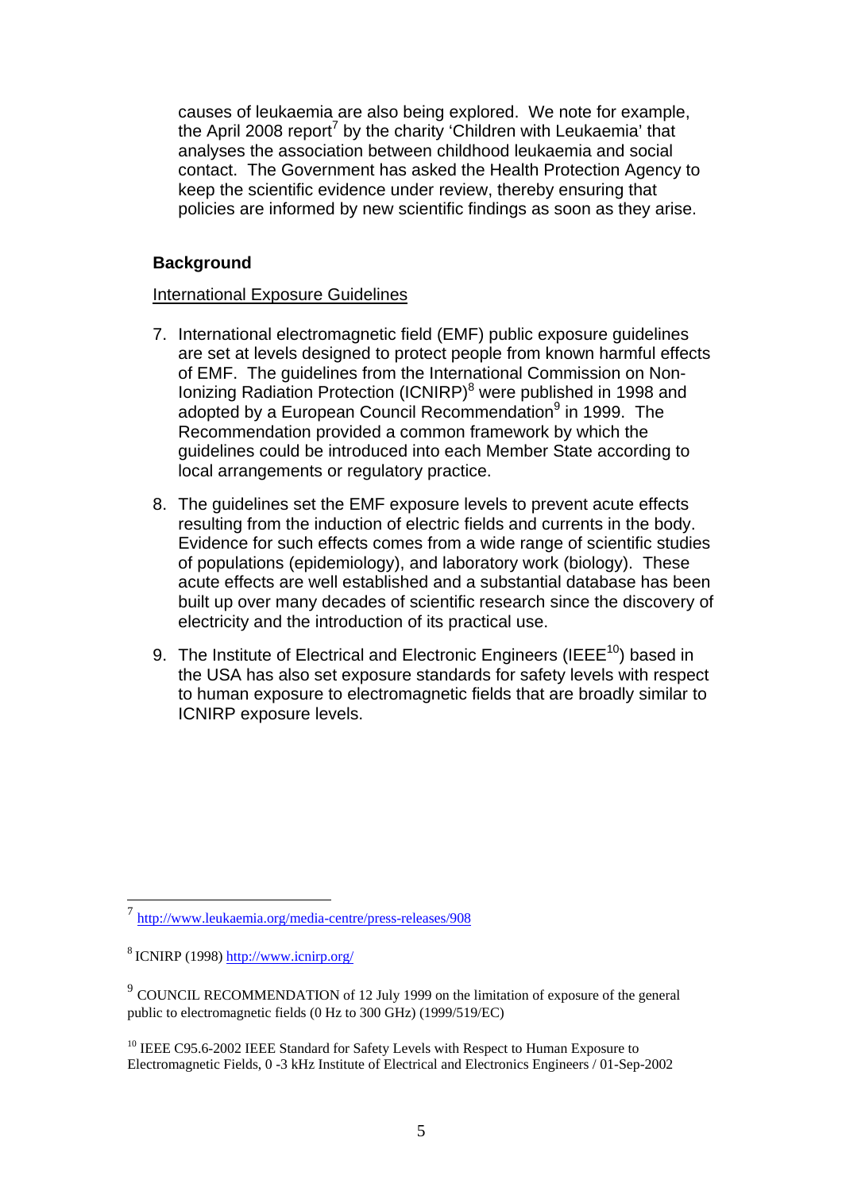causes of leukaemia are also being explored. We note for example, the April 2008 report[7] by the charity 'Children with Leukaemia' that analyses the association between childhood leukaemia and social contact. The Government has asked the Health Protection Agency to keep the scientific evidence under review, thereby ensuring that policies are informed by new scientific findings as soon as they arise.

## Background

International Exposure Guidelines

7. International electromagnetic field (EMF) public exposure guidelines are set at levels designed to protect people from known harmful effects of EMF. The guidelines from the International Commission on Non-Ionizing Radiation Protection (ICNIRP)[8] were published in 1998 and adopted by a European Council Recommendation[9] in 1999. The Recommendation provided a common framework by which the guidelines could be introduced into each Member State according to local arrangements or regulatory practice.

8. The guidelines set the EMF exposure levels to prevent acute effects resulting from the induction of electric fields and currents in the body. Evidence for such effects comes from a wide range of scientific studies of populations (epidemiology), and laboratory work (biology). These acute effects are well established and a substantial database has been built up over many decades of scientific research since the discovery of electricity and the introduction of its practical use.

9. The Institute of Electrical and Electronic Engineers (IEEE[10]) based in the USA has also set exposure standards for safety levels with respect to human exposure to electromagnetic fields that are broadly similar to ICNIRP exposure levels.

---

[7] http://www.leukaemia.org/media-centre/press-releases/908

[8] ICNIRP (1998) http://www.icnirp.org/

[9] COUNCIL RECOMMENDATION of 12 July 1999 on the limitation of exposure of the general public to electromagnetic fields (0 Hz to 300 GHz) (1999/519/EC)

[10] IEEE C95.6-2002 IEEE Standard for Safety Levels with Respect to Human Exposure to Electromagnetic Fields, 0 -3 kHz Institute of Electrical and Electronics Engineers / 01-Sep-2002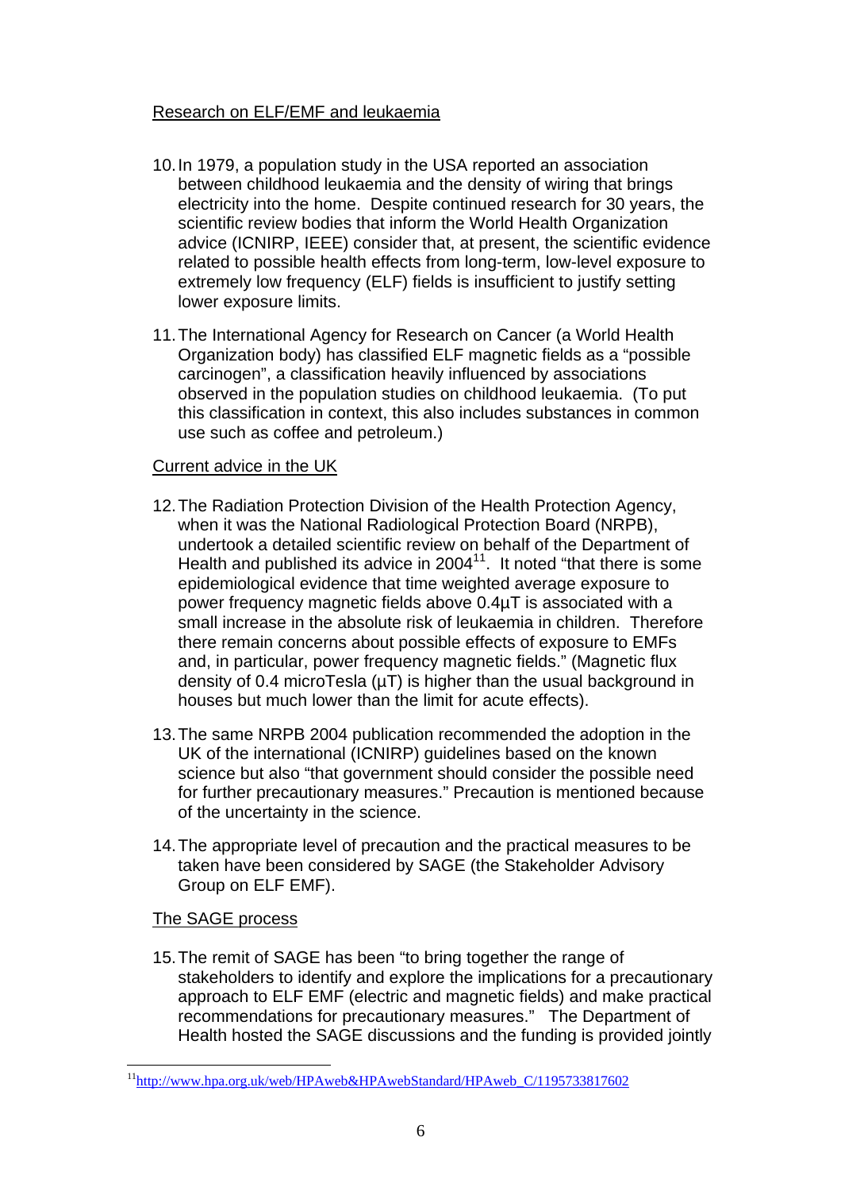Research on ELF/EMF and leukaemia

10. In 1979, a population study in the USA reported an association between childhood leukaemia and the density of wiring that brings electricity into the home. Despite continued research for 30 years, the scientific review bodies that inform the World Health Organization advice (ICNIRP, IEEE) consider that, at present, the scientific evidence related to possible health effects from long-term, low-level exposure to extremely low frequency (ELF) fields is insufficient to justify setting lower exposure limits.

11. The International Agency for Research on Cancer (a World Health Organization body) has classified ELF magnetic fields as a "possible carcinogen", a classification heavily influenced by associations observed in the population studies on childhood leukaemia. (To put this classification in context, this also includes substances in common use such as coffee and petroleum.)

Current advice in the UK

12. The Radiation Protection Division of the Health Protection Agency, when it was the National Radiological Protection Board (NRPB), undertook a detailed scientific review on behalf of the Department of Health and published its advice in 2004[11]. It noted "that there is some epidemiological evidence that time weighted average exposure to power frequency magnetic fields above 0.4µT is associated with a small increase in the absolute risk of leukaemia in children. Therefore there remain concerns about possible effects of exposure to EMFs and, in particular, power frequency magnetic fields." (Magnetic flux density of 0.4 microTesla (µT) is higher than the usual background in houses but much lower than the limit for acute effects).

13. The same NRPB 2004 publication recommended the adoption in the UK of the international (ICNIRP) guidelines based on the known science but also "that government should consider the possible need for further precautionary measures." Precaution is mentioned because of the uncertainty in the science.

14. The appropriate level of precaution and the practical measures to be taken have been considered by SAGE (the Stakeholder Advisory Group on ELF EMF).

The SAGE process

15. The remit of SAGE has been "to bring together the range of stakeholders to identify and explore the implications for a precautionary approach to ELF EMF (electric and magnetic fields) and make practical recommendations for precautionary measures." The Department of Health hosted the SAGE discussions and the funding is provided jointly

---

[11] http://www.hpa.org.uk/web/HPAweb&HPAwebStandard/HPAweb_C/1195733817602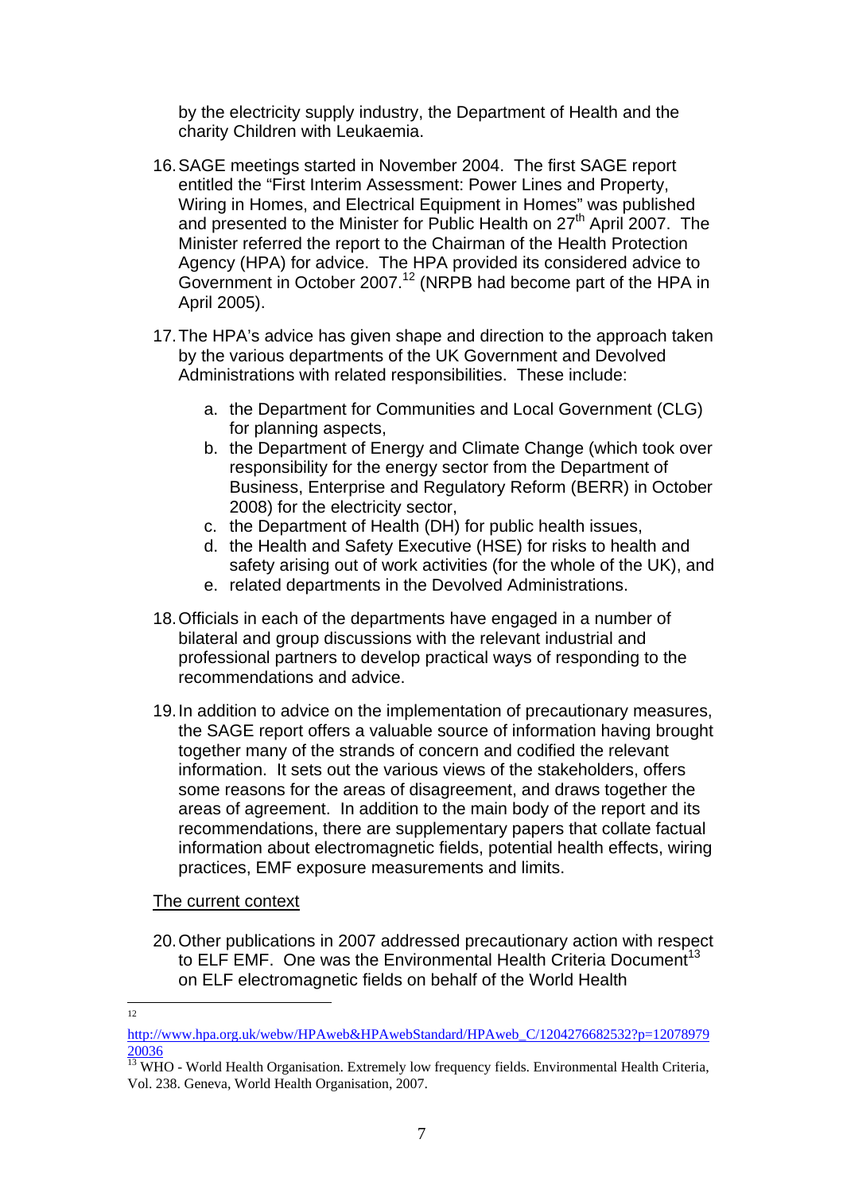by the electricity supply industry, the Department of Health and the charity Children with Leukaemia.

16. SAGE meetings started in November 2004. The first SAGE report entitled the "First Interim Assessment: Power Lines and Property, Wiring in Homes, and Electrical Equipment in Homes" was published and presented to the Minister for Public Health on 27th April 2007. The Minister referred the report to the Chairman of the Health Protection Agency (HPA) for advice. The HPA provided its considered advice to Government in October 2007.[12] (NRPB had become part of the HPA in April 2005).

17. The HPA's advice has given shape and direction to the approach taken by the various departments of the UK Government and Devolved Administrations with related responsibilities. These include:

    a. the Department for Communities and Local Government (CLG) for planning aspects,
    b. the Department of Energy and Climate Change (which took over responsibility for the energy sector from the Department of Business, Enterprise and Regulatory Reform (BERR) in October 2008) for the electricity sector,
    c. the Department of Health (DH) for public health issues,
    d. the Health and Safety Executive (HSE) for risks to health and safety arising out of work activities (for the whole of the UK), and
    e. related departments in the Devolved Administrations.

18. Officials in each of the departments have engaged in a number of bilateral and group discussions with the relevant industrial and professional partners to develop practical ways of responding to the recommendations and advice.

19. In addition to advice on the implementation of precautionary measures, the SAGE report offers a valuable source of information having brought together many of the strands of concern and codified the relevant information. It sets out the various views of the stakeholders, offers some reasons for the areas of disagreement, and draws together the areas of agreement. In addition to the main body of the report and its recommendations, there are supplementary papers that collate factual information about electromagnetic fields, potential health effects, wiring practices, EMF exposure measurements and limits.

The current context

20. Other publications in 2007 addressed precautionary action with respect to ELF EMF. One was the Environmental Health Criteria Document[13] on ELF electromagnetic fields on behalf of the World Health

---

[12] http://www.hpa.org.uk/webw/HPAweb&HPAwebStandard/HPAweb_C/1204276682532?p=1207897920036

[13] WHO - World Health Organisation. Extremely low frequency fields. Environmental Health Criteria, Vol. 238. Geneva, World Health Organisation, 2007.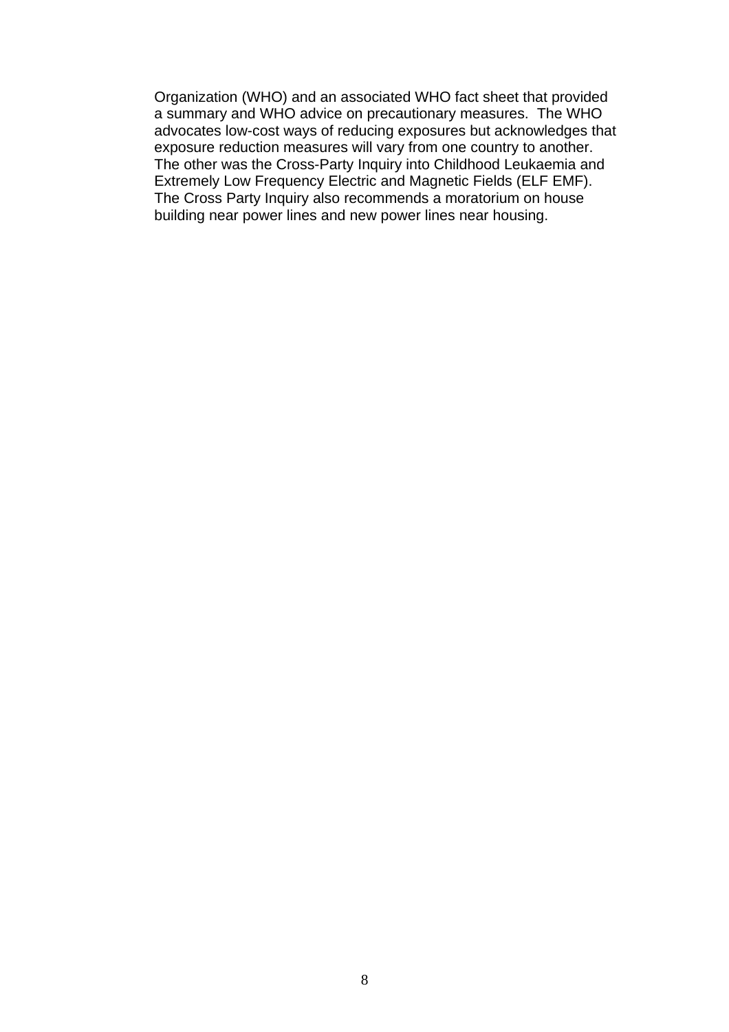Organization (WHO) and an associated WHO fact sheet that provided a summary and WHO advice on precautionary measures. The WHO advocates low-cost ways of reducing exposures but acknowledges that exposure reduction measures will vary from one country to another. The other was the Cross-Party Inquiry into Childhood Leukaemia and Extremely Low Frequency Electric and Magnetic Fields (ELF EMF). The Cross Party Inquiry also recommends a moratorium on house building near power lines and new power lines near housing.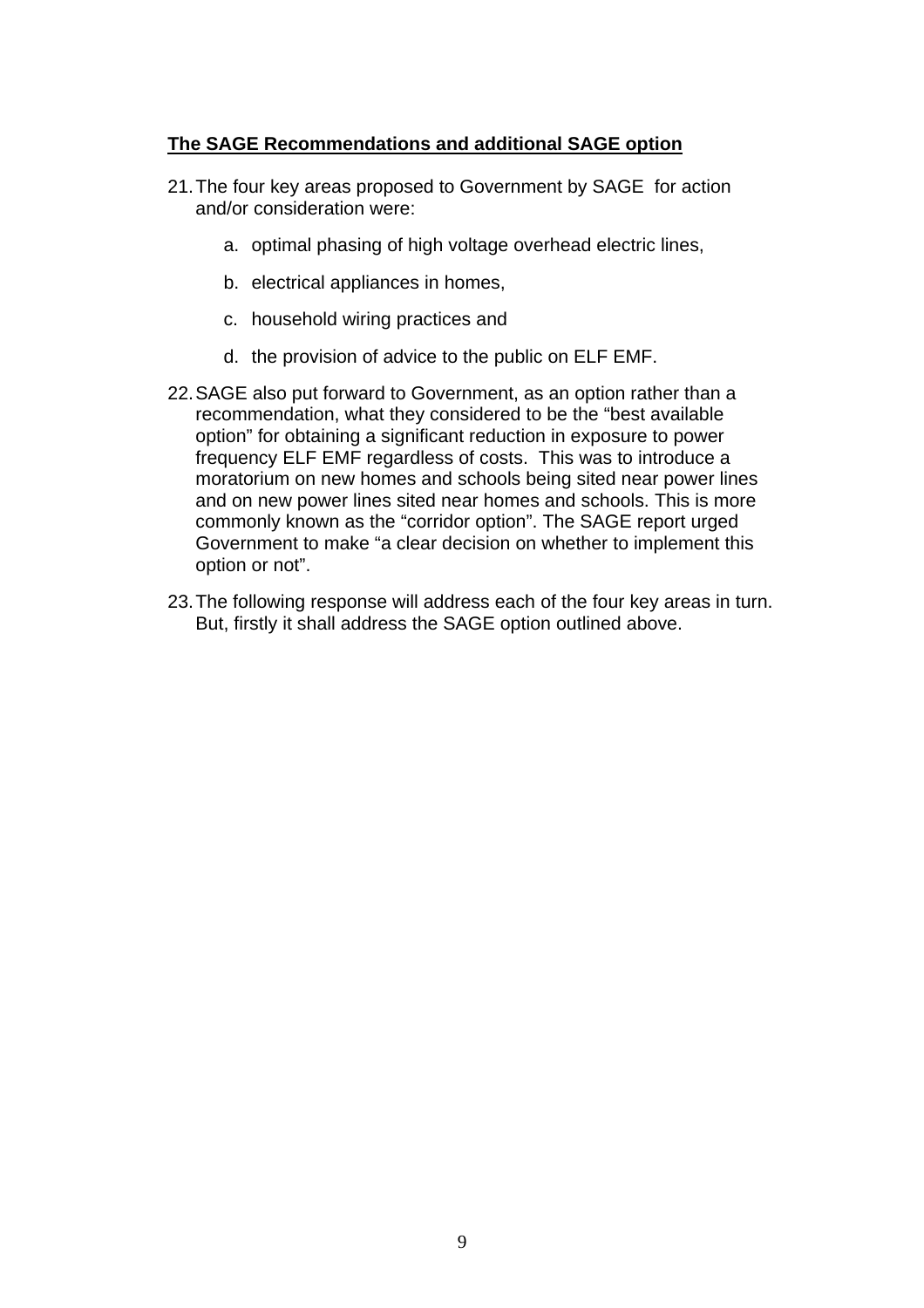**The SAGE Recommendations and additional SAGE option**

21. The four key areas proposed to Government by SAGE for action and/or consideration were:

    a. optimal phasing of high voltage overhead electric lines,

    b. electrical appliances in homes,

    c. household wiring practices and

    d. the provision of advice to the public on ELF EMF.

22. SAGE also put forward to Government, as an option rather than a recommendation, what they considered to be the "best available option" for obtaining a significant reduction in exposure to power frequency ELF EMF regardless of costs. This was to introduce a moratorium on new homes and schools being sited near power lines and on new power lines sited near homes and schools. This is more commonly known as the "corridor option". The SAGE report urged Government to make "a clear decision on whether to implement this option or not".

23. The following response will address each of the four key areas in turn. But, firstly it shall address the SAGE option outlined above.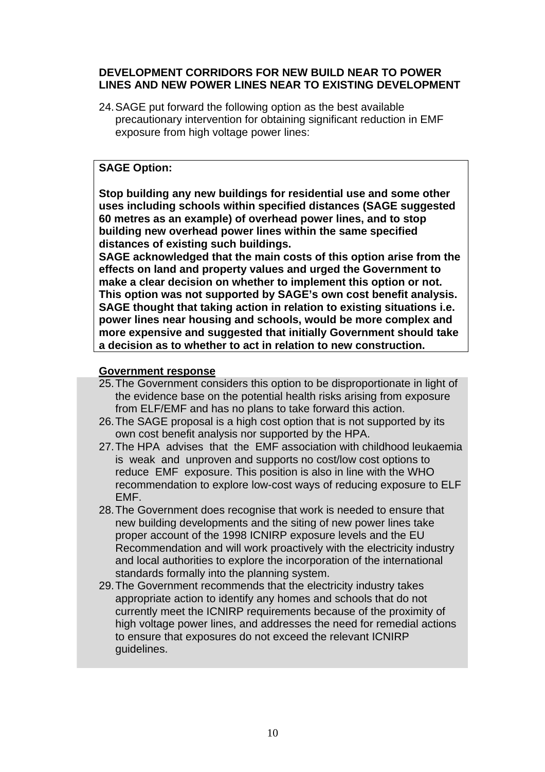**DEVELOPMENT CORRIDORS FOR NEW BUILD NEAR TO POWER LINES AND NEW POWER LINES NEAR TO EXISTING DEVELOPMENT**

24. SAGE put forward the following option as the best available precautionary intervention for obtaining significant reduction in EMF exposure from high voltage power lines:

> **SAGE Option:**
>
> **Stop building any new buildings for residential use and some other uses including schools within specified distances (SAGE suggested 60 metres as an example) of overhead power lines, and to stop building new overhead power lines within the same specified distances of existing such buildings.**
> **SAGE acknowledged that the main costs of this option arise from the effects on land and property values and urged the Government to make a clear decision on whether to implement this option or not. This option was not supported by SAGE's own cost benefit analysis. SAGE thought that taking action in relation to existing situations i.e. power lines near housing and schools, would be more complex and more expensive and suggested that initially Government should take a decision as to whether to act in relation to new construction.**

**Government response**

25. The Government considers this option to be disproportionate in light of the evidence base on the potential health risks arising from exposure from ELF/EMF and has no plans to take forward this action.
26. The SAGE proposal is a high cost option that is not supported by its own cost benefit analysis nor supported by the HPA.
27. The HPA advises that the EMF association with childhood leukaemia is weak and unproven and supports no cost/low cost options to reduce EMF exposure. This position is also in line with the WHO recommendation to explore low-cost ways of reducing exposure to ELF EMF.
28. The Government does recognise that work is needed to ensure that new building developments and the siting of new power lines take proper account of the 1998 ICNIRP exposure levels and the EU Recommendation and will work proactively with the electricity industry and local authorities to explore the incorporation of the international standards formally into the planning system.
29. The Government recommends that the electricity industry takes appropriate action to identify any homes and schools that do not currently meet the ICNIRP requirements because of the proximity of high voltage power lines, and addresses the need for remedial actions to ensure that exposures do not exceed the relevant ICNIRP guidelines.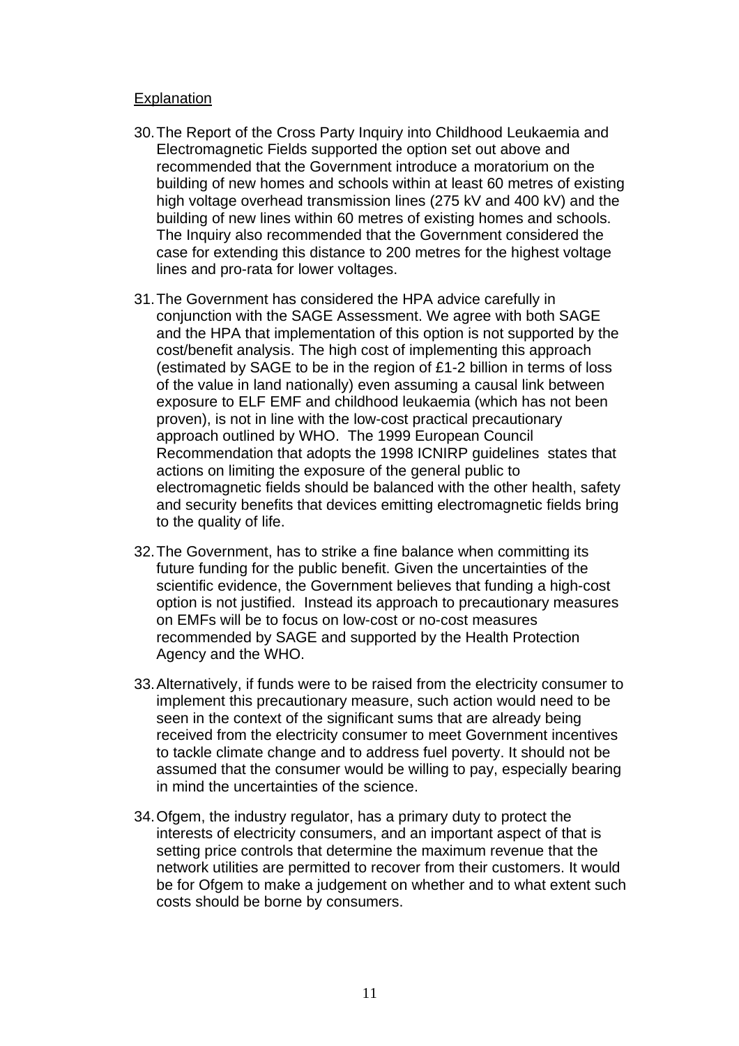Explanation

30. The Report of the Cross Party Inquiry into Childhood Leukaemia and Electromagnetic Fields supported the option set out above and recommended that the Government introduce a moratorium on the building of new homes and schools within at least 60 metres of existing high voltage overhead transmission lines (275 kV and 400 kV) and the building of new lines within 60 metres of existing homes and schools. The Inquiry also recommended that the Government considered the case for extending this distance to 200 metres for the highest voltage lines and pro-rata for lower voltages.

31. The Government has considered the HPA advice carefully in conjunction with the SAGE Assessment. We agree with both SAGE and the HPA that implementation of this option is not supported by the cost/benefit analysis. The high cost of implementing this approach (estimated by SAGE to be in the region of £1-2 billion in terms of loss of the value in land nationally) even assuming a causal link between exposure to ELF EMF and childhood leukaemia (which has not been proven), is not in line with the low-cost practical precautionary approach outlined by WHO. The 1999 European Council Recommendation that adopts the 1998 ICNIRP guidelines states that actions on limiting the exposure of the general public to electromagnetic fields should be balanced with the other health, safety and security benefits that devices emitting electromagnetic fields bring to the quality of life.

32. The Government, has to strike a fine balance when committing its future funding for the public benefit. Given the uncertainties of the scientific evidence, the Government believes that funding a high-cost option is not justified. Instead its approach to precautionary measures on EMFs will be to focus on low-cost or no-cost measures recommended by SAGE and supported by the Health Protection Agency and the WHO.

33. Alternatively, if funds were to be raised from the electricity consumer to implement this precautionary measure, such action would need to be seen in the context of the significant sums that are already being received from the electricity consumer to meet Government incentives to tackle climate change and to address fuel poverty. It should not be assumed that the consumer would be willing to pay, especially bearing in mind the uncertainties of the science.

34. Ofgem, the industry regulator, has a primary duty to protect the interests of electricity consumers, and an important aspect of that is setting price controls that determine the maximum revenue that the network utilities are permitted to recover from their customers. It would be for Ofgem to make a judgement on whether and to what extent such costs should be borne by consumers.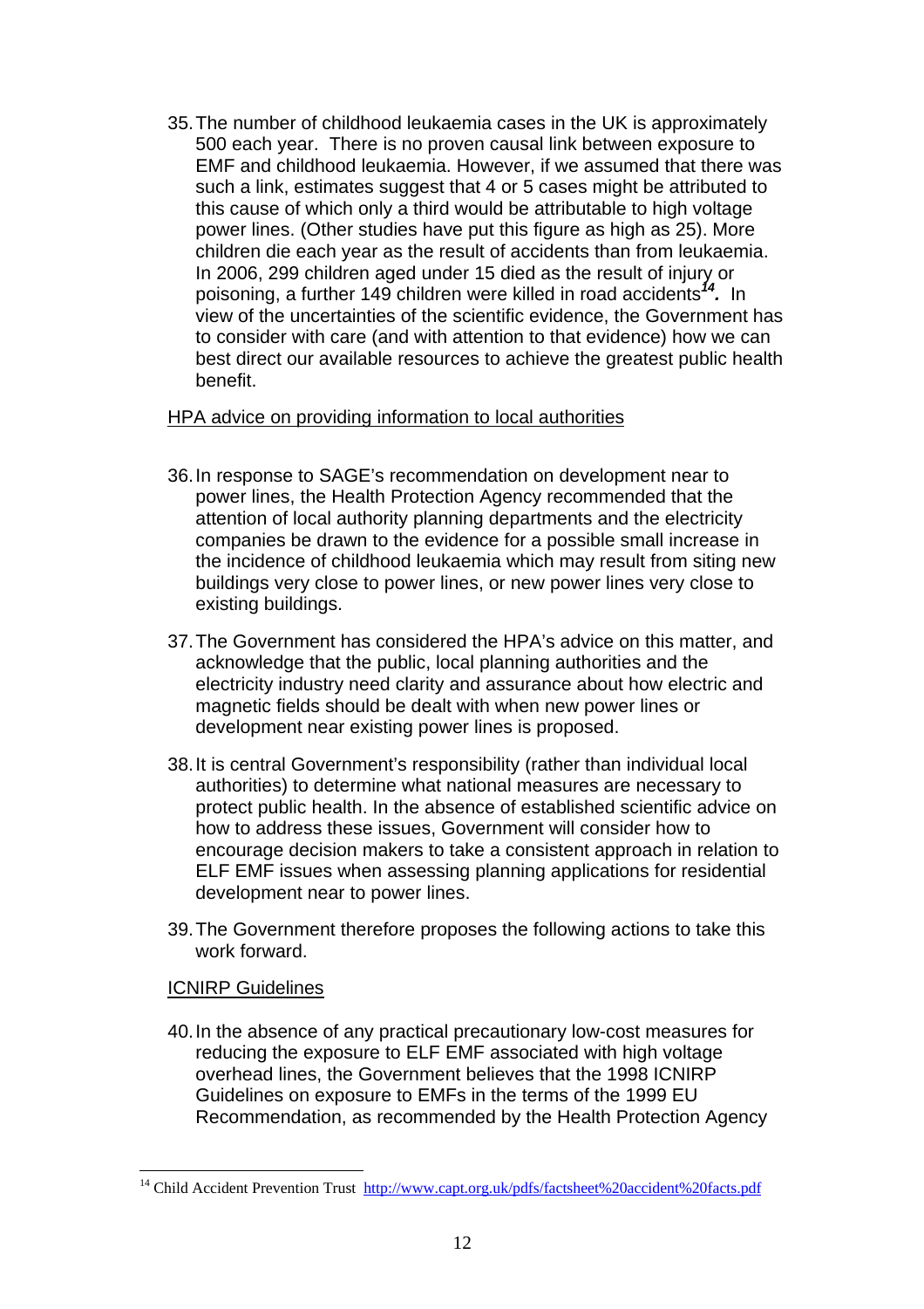35. The number of childhood leukaemia cases in the UK is approximately 500 each year. There is no proven causal link between exposure to EMF and childhood leukaemia. However, if we assumed that there was such a link, estimates suggest that 4 or 5 cases might be attributed to this cause of which only a third would be attributable to high voltage power lines. (Other studies have put this figure as high as 25). More children die each year as the result of accidents than from leukaemia. In 2006, 299 children aged under 15 died as the result of injury or poisoning, a further 149 children were killed in road accidents[14]. In view of the uncertainties of the scientific evidence, the Government has to consider with care (and with attention to that evidence) how we can best direct our available resources to achieve the greatest public health benefit.

<u>HPA advice on providing information to local authorities</u>

36. In response to SAGE's recommendation on development near to power lines, the Health Protection Agency recommended that the attention of local authority planning departments and the electricity companies be drawn to the evidence for a possible small increase in the incidence of childhood leukaemia which may result from siting new buildings very close to power lines, or new power lines very close to existing buildings.

37. The Government has considered the HPA's advice on this matter, and acknowledge that the public, local planning authorities and the electricity industry need clarity and assurance about how electric and magnetic fields should be dealt with when new power lines or development near existing power lines is proposed.

38. It is central Government's responsibility (rather than individual local authorities) to determine what national measures are necessary to protect public health. In the absence of established scientific advice on how to address these issues, Government will consider how to encourage decision makers to take a consistent approach in relation to ELF EMF issues when assessing planning applications for residential development near to power lines.

39. The Government therefore proposes the following actions to take this work forward.

<u>ICNIRP Guidelines</u>

40. In the absence of any practical precautionary low-cost measures for reducing the exposure to ELF EMF associated with high voltage overhead lines, the Government believes that the 1998 ICNIRP Guidelines on exposure to EMFs in the terms of the 1999 EU Recommendation, as recommended by the Health Protection Agency

---

[14] Child Accident Prevention Trust http://www.capt.org.uk/pdfs/factsheet%20accident%20facts.pdf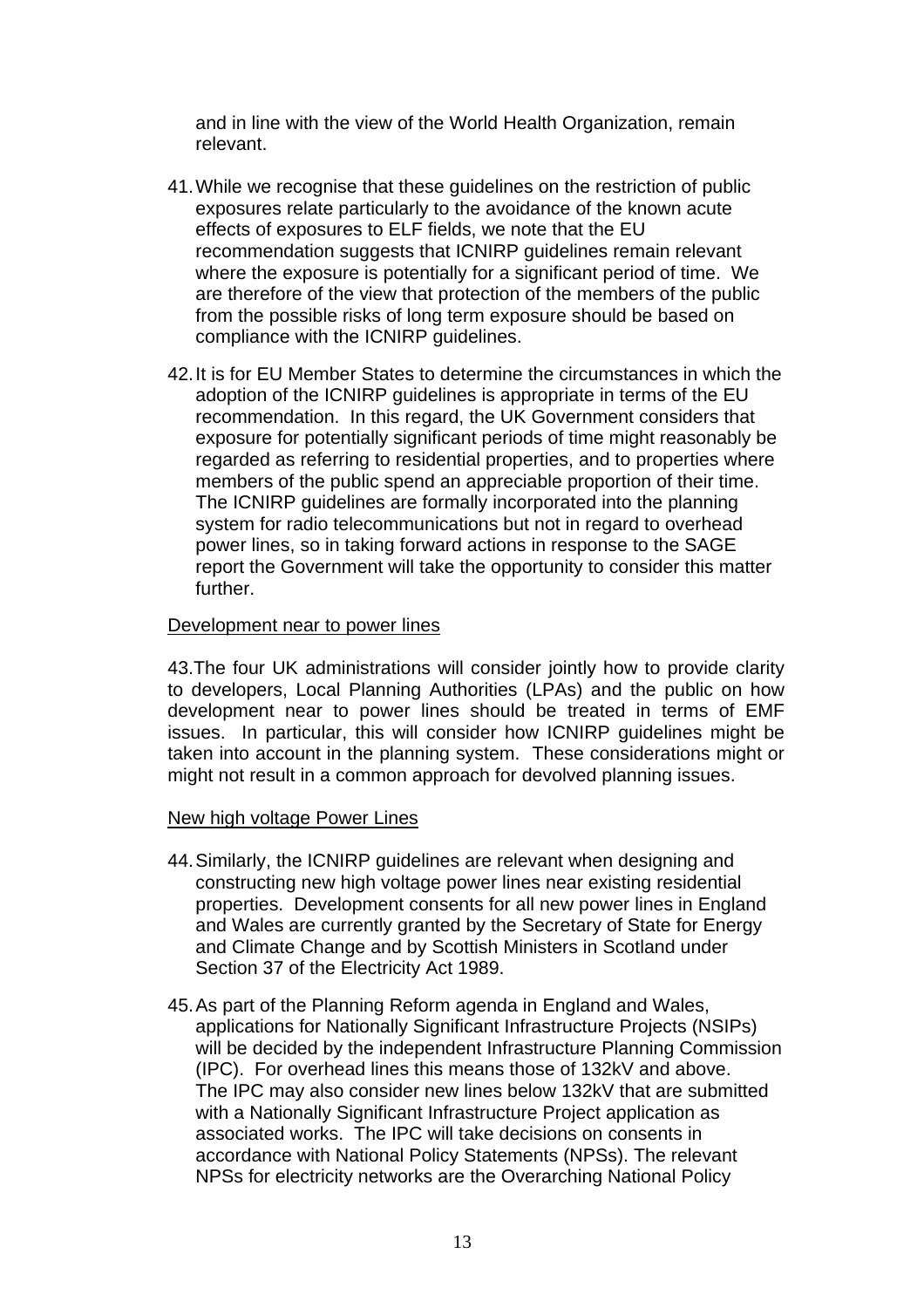and in line with the view of the World Health Organization, remain relevant.

41. While we recognise that these guidelines on the restriction of public exposures relate particularly to the avoidance of the known acute effects of exposures to ELF fields, we note that the EU recommendation suggests that ICNIRP guidelines remain relevant where the exposure is potentially for a significant period of time. We are therefore of the view that protection of the members of the public from the possible risks of long term exposure should be based on compliance with the ICNIRP guidelines.

42. It is for EU Member States to determine the circumstances in which the adoption of the ICNIRP guidelines is appropriate in terms of the EU recommendation. In this regard, the UK Government considers that exposure for potentially significant periods of time might reasonably be regarded as referring to residential properties, and to properties where members of the public spend an appreciable proportion of their time. The ICNIRP guidelines are formally incorporated into the planning system for radio telecommunications but not in regard to overhead power lines, so in taking forward actions in response to the SAGE report the Government will take the opportunity to consider this matter further.

<u>Development near to power lines</u>

43. The four UK administrations will consider jointly how to provide clarity to developers, Local Planning Authorities (LPAs) and the public on how development near to power lines should be treated in terms of EMF issues. In particular, this will consider how ICNIRP guidelines might be taken into account in the planning system. These considerations might or might not result in a common approach for devolved planning issues.

<u>New high voltage Power Lines</u>

44. Similarly, the ICNIRP guidelines are relevant when designing and constructing new high voltage power lines near existing residential properties. Development consents for all new power lines in England and Wales are currently granted by the Secretary of State for Energy and Climate Change and by Scottish Ministers in Scotland under Section 37 of the Electricity Act 1989.

45. As part of the Planning Reform agenda in England and Wales, applications for Nationally Significant Infrastructure Projects (NSIPs) will be decided by the independent Infrastructure Planning Commission (IPC). For overhead lines this means those of 132kV and above. The IPC may also consider new lines below 132kV that are submitted with a Nationally Significant Infrastructure Project application as associated works. The IPC will take decisions on consents in accordance with National Policy Statements (NPSs). The relevant NPSs for electricity networks are the Overarching National Policy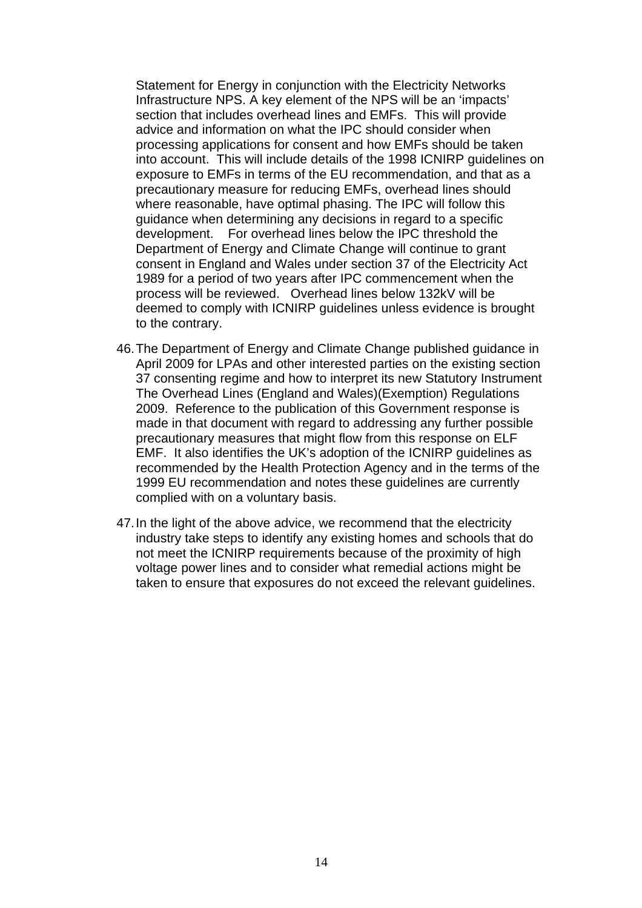Statement for Energy in conjunction with the Electricity Networks Infrastructure NPS. A key element of the NPS will be an 'impacts' section that includes overhead lines and EMFs. This will provide advice and information on what the IPC should consider when processing applications for consent and how EMFs should be taken into account. This will include details of the 1998 ICNIRP guidelines on exposure to EMFs in terms of the EU recommendation, and that as a precautionary measure for reducing EMFs, overhead lines should where reasonable, have optimal phasing. The IPC will follow this guidance when determining any decisions in regard to a specific development. For overhead lines below the IPC threshold the Department of Energy and Climate Change will continue to grant consent in England and Wales under section 37 of the Electricity Act 1989 for a period of two years after IPC commencement when the process will be reviewed. Overhead lines below 132kV will be deemed to comply with ICNIRP guidelines unless evidence is brought to the contrary.

46. The Department of Energy and Climate Change published guidance in April 2009 for LPAs and other interested parties on the existing section 37 consenting regime and how to interpret its new Statutory Instrument The Overhead Lines (England and Wales)(Exemption) Regulations 2009. Reference to the publication of this Government response is made in that document with regard to addressing any further possible precautionary measures that might flow from this response on ELF EMF. It also identifies the UK's adoption of the ICNIRP guidelines as recommended by the Health Protection Agency and in the terms of the 1999 EU recommendation and notes these guidelines are currently complied with on a voluntary basis.

47. In the light of the above advice, we recommend that the electricity industry take steps to identify any existing homes and schools that do not meet the ICNIRP requirements because of the proximity of high voltage power lines and to consider what remedial actions might be taken to ensure that exposures do not exceed the relevant guidelines.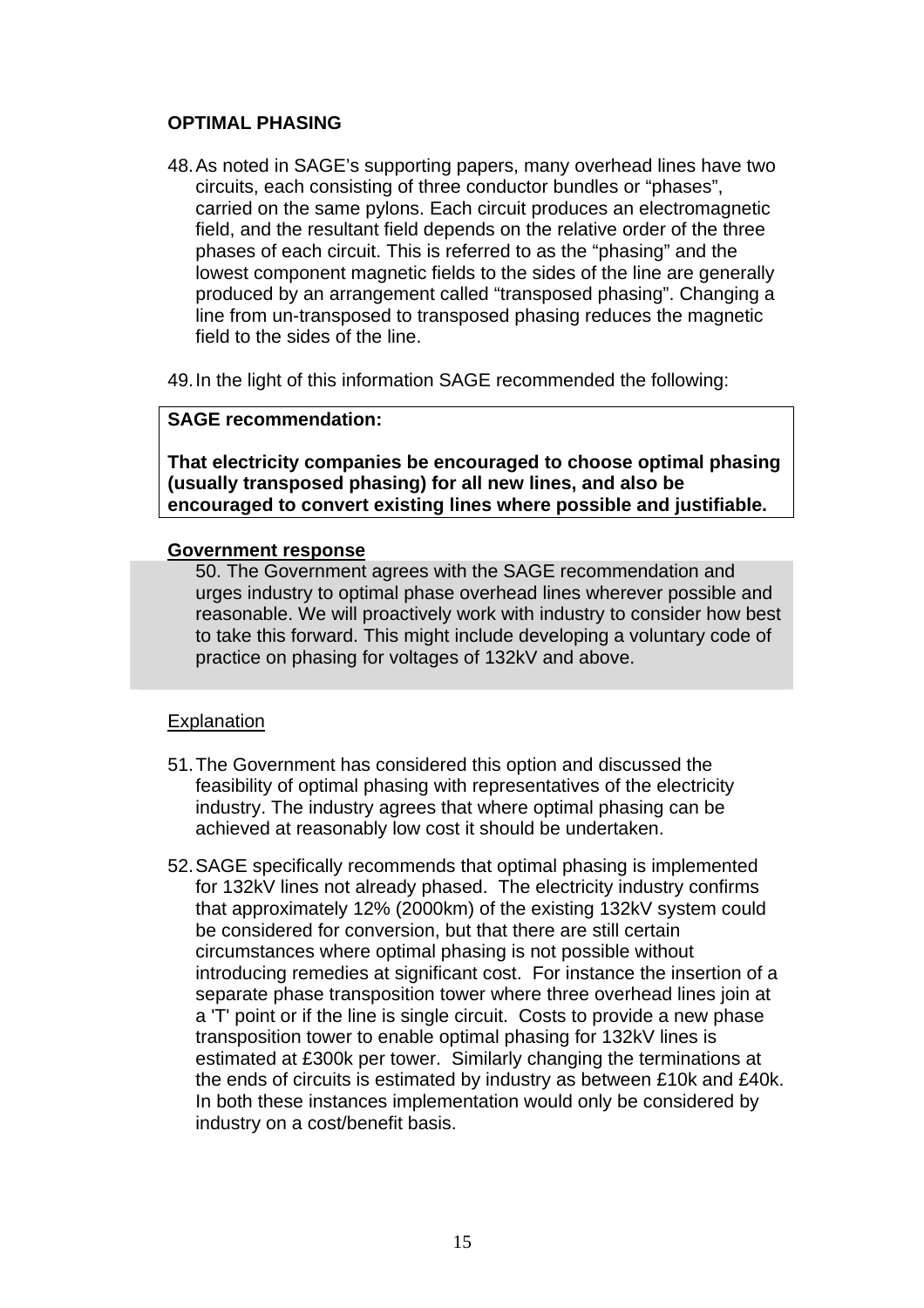## OPTIMAL PHASING

48. As noted in SAGE's supporting papers, many overhead lines have two circuits, each consisting of three conductor bundles or "phases", carried on the same pylons. Each circuit produces an electromagnetic field, and the resultant field depends on the relative order of the three phases of each circuit. This is referred to as the "phasing" and the lowest component magnetic fields to the sides of the line are generally produced by an arrangement called "transposed phasing". Changing a line from un-transposed to transposed phasing reduces the magnetic field to the sides of the line.

49. In the light of this information SAGE recommended the following:

> **SAGE recommendation:**
>
> **That electricity companies be encouraged to choose optimal phasing (usually transposed phasing) for all new lines, and also be encouraged to convert existing lines where possible and justifiable.**

**Government response**

> 50. The Government agrees with the SAGE recommendation and urges industry to optimal phase overhead lines wherever possible and reasonable. We will proactively work with industry to consider how best to take this forward. This might include developing a voluntary code of practice on phasing for voltages of 132kV and above.

Explanation

51. The Government has considered this option and discussed the feasibility of optimal phasing with representatives of the electricity industry. The industry agrees that where optimal phasing can be achieved at reasonably low cost it should be undertaken.

52. SAGE specifically recommends that optimal phasing is implemented for 132kV lines not already phased. The electricity industry confirms that approximately 12% (2000km) of the existing 132kV system could be considered for conversion, but that there are still certain circumstances where optimal phasing is not possible without introducing remedies at significant cost. For instance the insertion of a separate phase transposition tower where three overhead lines join at a 'T' point or if the line is single circuit. Costs to provide a new phase transposition tower to enable optimal phasing for 132kV lines is estimated at £300k per tower. Similarly changing the terminations at the ends of circuits is estimated by industry as between £10k and £40k. In both these instances implementation would only be considered by industry on a cost/benefit basis.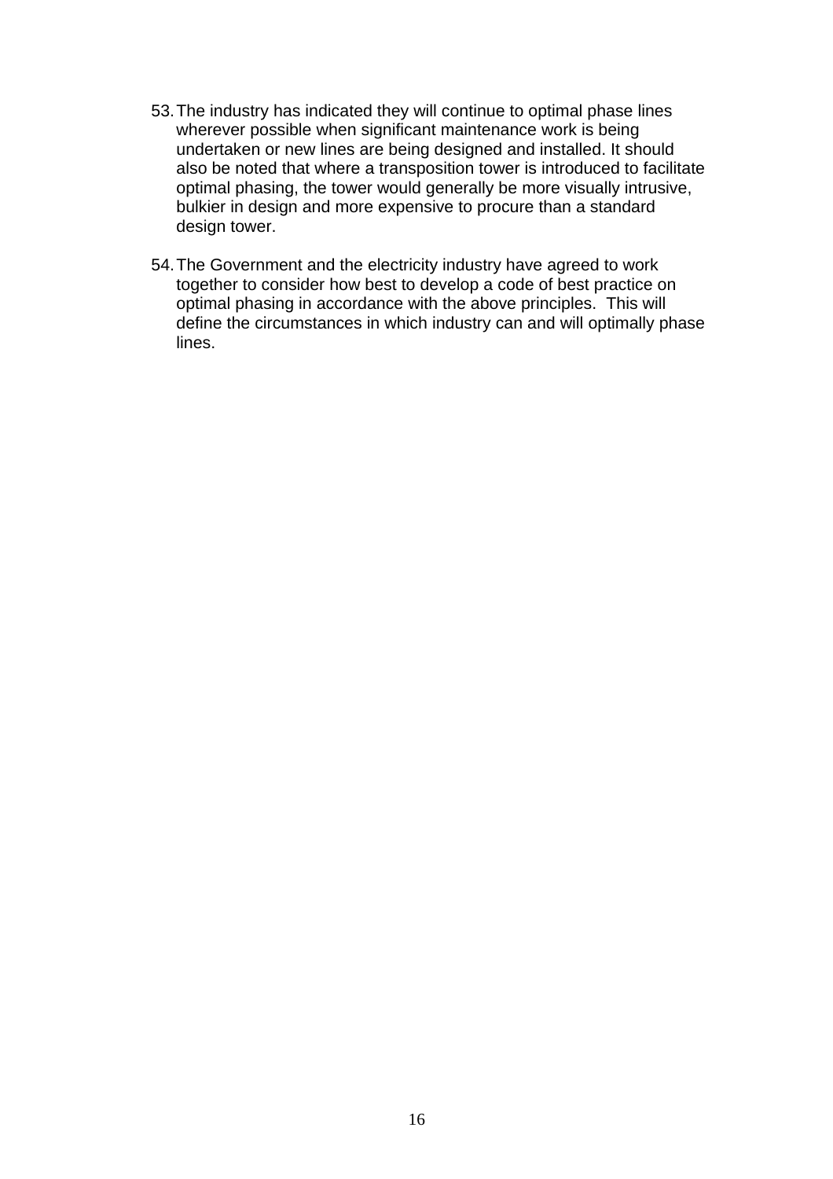53. The industry has indicated they will continue to optimal phase lines wherever possible when significant maintenance work is being undertaken or new lines are being designed and installed. It should also be noted that where a transposition tower is introduced to facilitate optimal phasing, the tower would generally be more visually intrusive, bulkier in design and more expensive to procure than a standard design tower.

54. The Government and the electricity industry have agreed to work together to consider how best to develop a code of best practice on optimal phasing in accordance with the above principles. This will define the circumstances in which industry can and will optimally phase lines.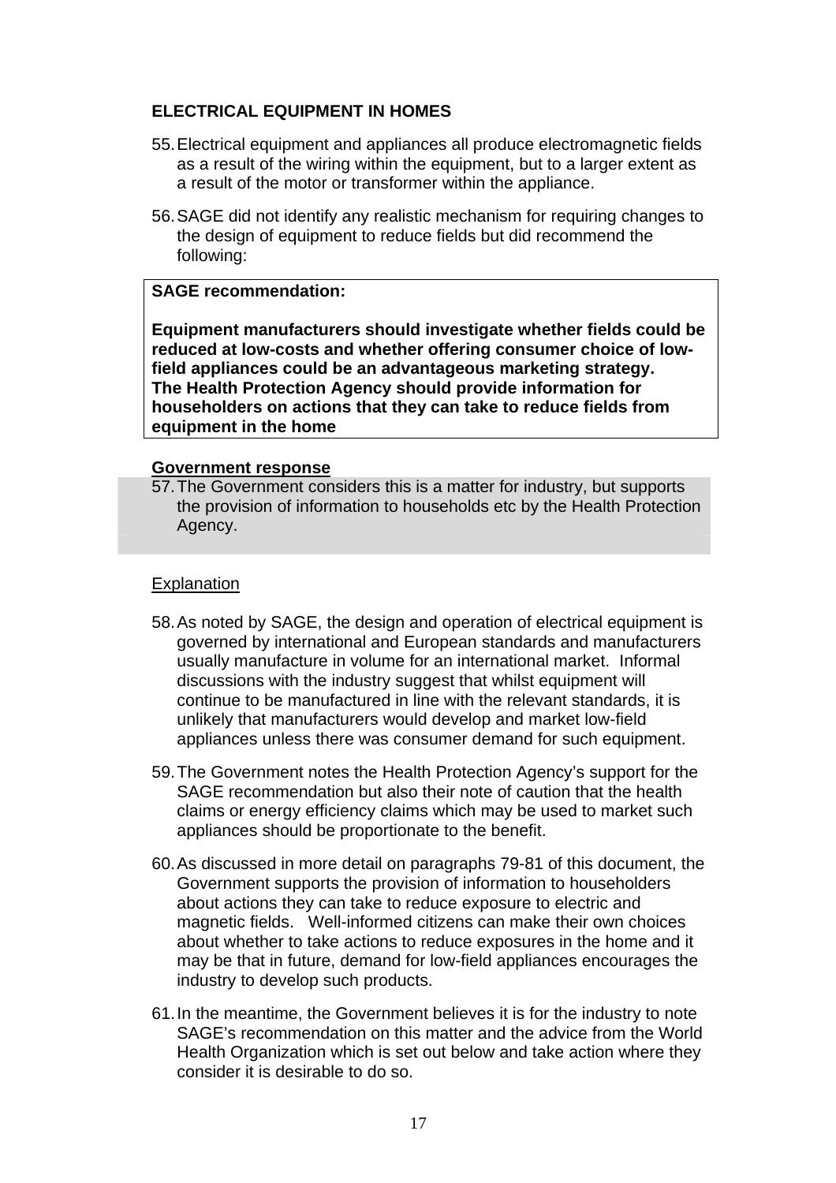## ELECTRICAL EQUIPMENT IN HOMES

55. Electrical equipment and appliances all produce electromagnetic fields as a result of the wiring within the equipment, but to a larger extent as a result of the motor or transformer within the appliance.

56. SAGE did not identify any realistic mechanism for requiring changes to the design of equipment to reduce fields but did recommend the following:

> **SAGE recommendation:**
>
> **Equipment manufacturers should investigate whether fields could be reduced at low-costs and whether offering consumer choice of low-field appliances could be an advantageous marketing strategy.**
> **The Health Protection Agency should provide information for householders on actions that they can take to reduce fields from equipment in the home**

**<u>Government response</u>**

57. The Government considers this is a matter for industry, but supports the provision of information to households etc by the Health Protection Agency.

<u>Explanation</u>

58. As noted by SAGE, the design and operation of electrical equipment is governed by international and European standards and manufacturers usually manufacture in volume for an international market. Informal discussions with the industry suggest that whilst equipment will continue to be manufactured in line with the relevant standards, it is unlikely that manufacturers would develop and market low-field appliances unless there was consumer demand for such equipment.

59. The Government notes the Health Protection Agency's support for the SAGE recommendation but also their note of caution that the health claims or energy efficiency claims which may be used to market such appliances should be proportionate to the benefit.

60. As discussed in more detail on paragraphs 79-81 of this document, the Government supports the provision of information to householders about actions they can take to reduce exposure to electric and magnetic fields. Well-informed citizens can make their own choices about whether to take actions to reduce exposures in the home and it may be that in future, demand for low-field appliances encourages the industry to develop such products.

61. In the meantime, the Government believes it is for the industry to note SAGE's recommendation on this matter and the advice from the World Health Organization which is set out below and take action where they consider it is desirable to do so.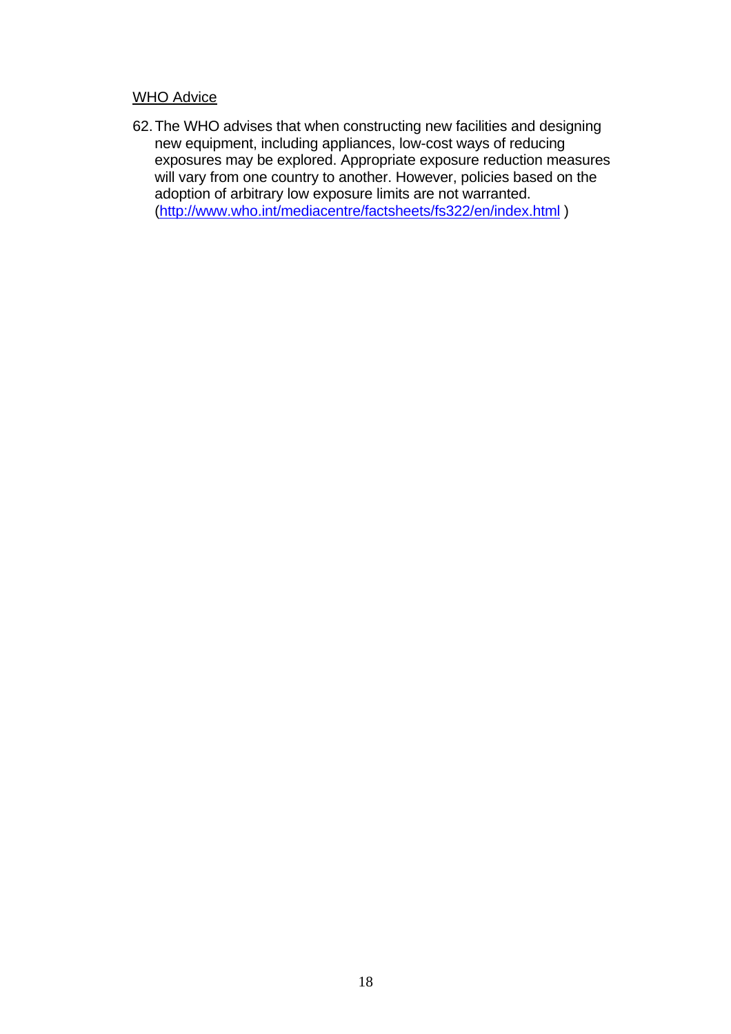WHO Advice

62. The WHO advises that when constructing new facilities and designing new equipment, including appliances, low-cost ways of reducing exposures may be explored. Appropriate exposure reduction measures will vary from one country to another. However, policies based on the adoption of arbitrary low exposure limits are not warranted. (http://www.who.int/mediacentre/factsheets/fs322/en/index.html )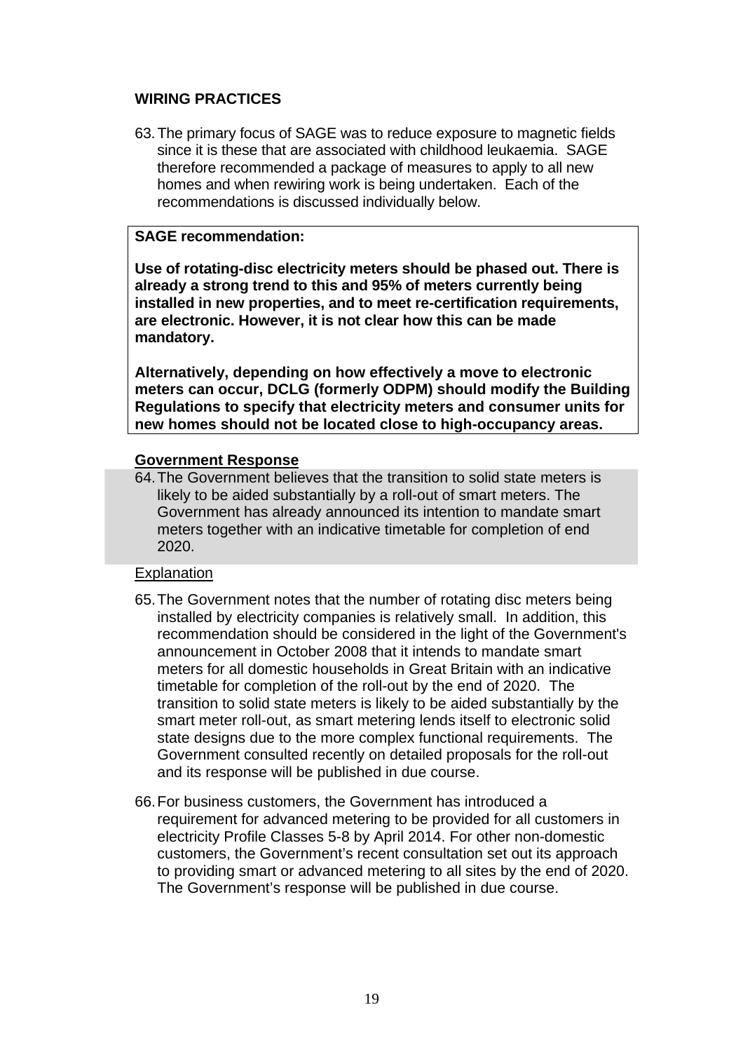## WIRING PRACTICES

63. The primary focus of SAGE was to reduce exposure to magnetic fields since it is these that are associated with childhood leukaemia. SAGE therefore recommended a package of measures to apply to all new homes and when rewiring work is being undertaken. Each of the recommendations is discussed individually below.

> **SAGE recommendation:**
>
> **Use of rotating-disc electricity meters should be phased out. There is already a strong trend to this and 95% of meters currently being installed in new properties, and to meet re-certification requirements, are electronic. However, it is not clear how this can be made mandatory.**
>
> **Alternatively, depending on how effectively a move to electronic meters can occur, DCLG (formerly ODPM) should modify the Building Regulations to specify that electricity meters and consumer units for new homes should not be located close to high-occupancy areas.**

**Government Response**

64. The Government believes that the transition to solid state meters is likely to be aided substantially by a roll-out of smart meters. The Government has already announced its intention to mandate smart meters together with an indicative timetable for completion of end 2020.

Explanation

65. The Government notes that the number of rotating disc meters being installed by electricity companies is relatively small. In addition, this recommendation should be considered in the light of the Government's announcement in October 2008 that it intends to mandate smart meters for all domestic households in Great Britain with an indicative timetable for completion of the roll-out by the end of 2020. The transition to solid state meters is likely to be aided substantially by the smart meter roll-out, as smart metering lends itself to electronic solid state designs due to the more complex functional requirements. The Government consulted recently on detailed proposals for the roll-out and its response will be published in due course.

66. For business customers, the Government has introduced a requirement for advanced metering to be provided for all customers in electricity Profile Classes 5-8 by April 2014. For other non-domestic customers, the Government's recent consultation set out its approach to providing smart or advanced metering to all sites by the end of 2020. The Government's response will be published in due course.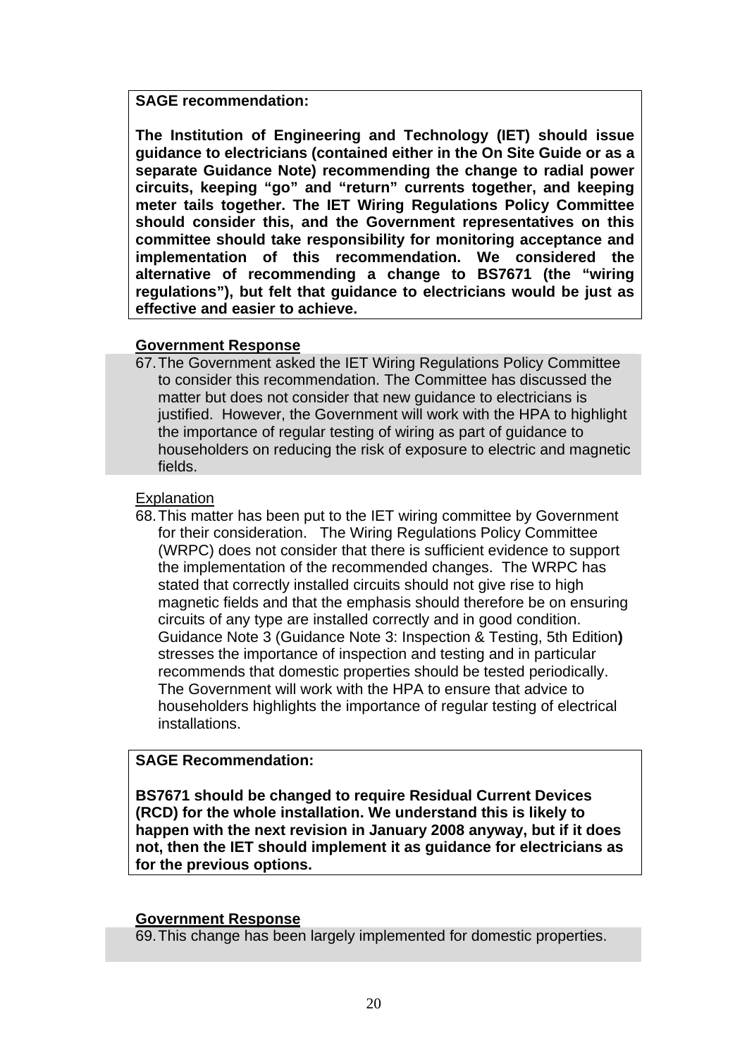**SAGE recommendation:**

**The Institution of Engineering and Technology (IET) should issue guidance to electricians (contained either in the On Site Guide or as a separate Guidance Note) recommending the change to radial power circuits, keeping "go" and "return" currents together, and keeping meter tails together. The IET Wiring Regulations Policy Committee should consider this, and the Government representatives on this committee should take responsibility for monitoring acceptance and implementation of this recommendation. We considered the alternative of recommending a change to BS7671 (the "wiring regulations"), but felt that guidance to electricians would be just as effective and easier to achieve.**

**Government Response**

67. The Government asked the IET Wiring Regulations Policy Committee to consider this recommendation. The Committee has discussed the matter but does not consider that new guidance to electricians is justified. However, the Government will work with the HPA to highlight the importance of regular testing of wiring as part of guidance to householders on reducing the risk of exposure to electric and magnetic fields.

Explanation

68. This matter has been put to the IET wiring committee by Government for their consideration. The Wiring Regulations Policy Committee (WRPC) does not consider that there is sufficient evidence to support the implementation of the recommended changes. The WRPC has stated that correctly installed circuits should not give rise to high magnetic fields and that the emphasis should therefore be on ensuring circuits of any type are installed correctly and in good condition. Guidance Note 3 (Guidance Note 3: Inspection & Testing, 5th Edition**)** stresses the importance of inspection and testing and in particular recommends that domestic properties should be tested periodically. The Government will work with the HPA to ensure that advice to householders highlights the importance of regular testing of electrical installations.

**SAGE Recommendation:**

**BS7671 should be changed to require Residual Current Devices (RCD) for the whole installation. We understand this is likely to happen with the next revision in January 2008 anyway, but if it does not, then the IET should implement it as guidance for electricians as for the previous options.**

**Government Response**

69. This change has been largely implemented for domestic properties.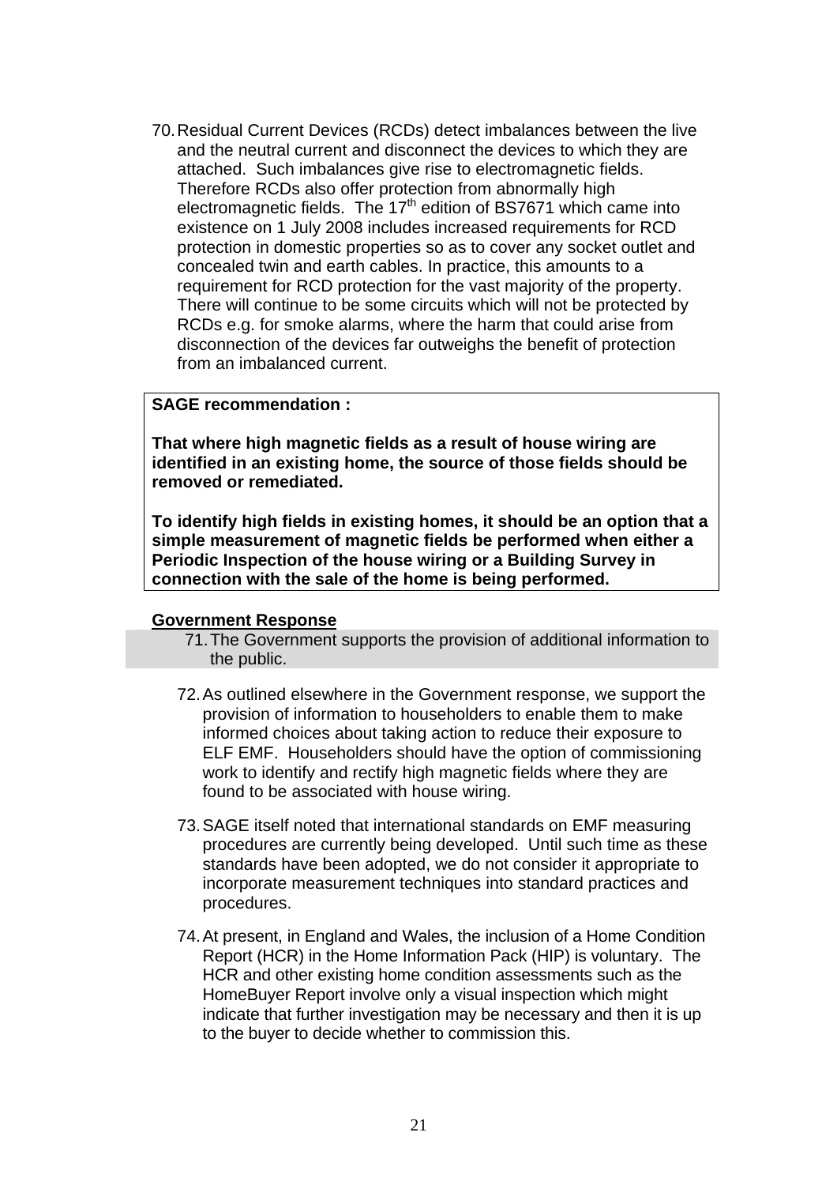70. Residual Current Devices (RCDs) detect imbalances between the live and the neutral current and disconnect the devices to which they are attached. Such imbalances give rise to electromagnetic fields. Therefore RCDs also offer protection from abnormally high electromagnetic fields. The 17th edition of BS7671 which came into existence on 1 July 2008 includes increased requirements for RCD protection in domestic properties so as to cover any socket outlet and concealed twin and earth cables. In practice, this amounts to a requirement for RCD protection for the vast majority of the property. There will continue to be some circuits which will not be protected by RCDs e.g. for smoke alarms, where the harm that could arise from disconnection of the devices far outweighs the benefit of protection from an imbalanced current.

> **SAGE recommendation :**
>
> **That where high magnetic fields as a result of house wiring are identified in an existing home, the source of those fields should be removed or remediated.**
>
> **To identify high fields in existing homes, it should be an option that a simple measurement of magnetic fields be performed when either a Periodic Inspection of the house wiring or a Building Survey in connection with the sale of the home is being performed.**

**Government Response**

71. The Government supports the provision of additional information to the public.

72. As outlined elsewhere in the Government response, we support the provision of information to householders to enable them to make informed choices about taking action to reduce their exposure to ELF EMF. Householders should have the option of commissioning work to identify and rectify high magnetic fields where they are found to be associated with house wiring.

73. SAGE itself noted that international standards on EMF measuring procedures are currently being developed. Until such time as these standards have been adopted, we do not consider it appropriate to incorporate measurement techniques into standard practices and procedures.

74. At present, in England and Wales, the inclusion of a Home Condition Report (HCR) in the Home Information Pack (HIP) is voluntary. The HCR and other existing home condition assessments such as the HomeBuyer Report involve only a visual inspection which might indicate that further investigation may be necessary and then it is up to the buyer to decide whether to commission this.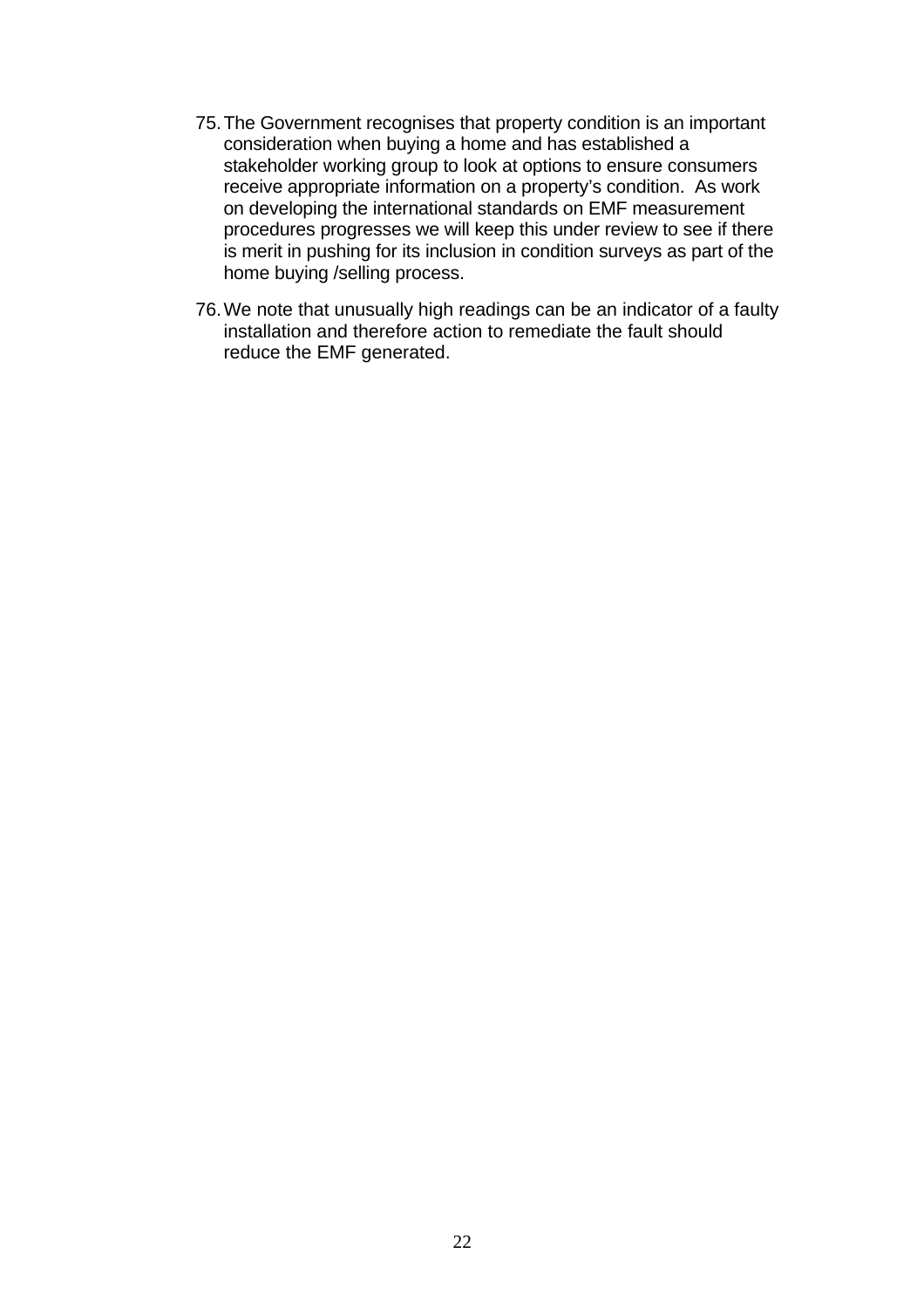75. The Government recognises that property condition is an important consideration when buying a home and has established a stakeholder working group to look at options to ensure consumers receive appropriate information on a property's condition. As work on developing the international standards on EMF measurement procedures progresses we will keep this under review to see if there is merit in pushing for its inclusion in condition surveys as part of the home buying /selling process.

76. We note that unusually high readings can be an indicator of a faulty installation and therefore action to remediate the fault should reduce the EMF generated.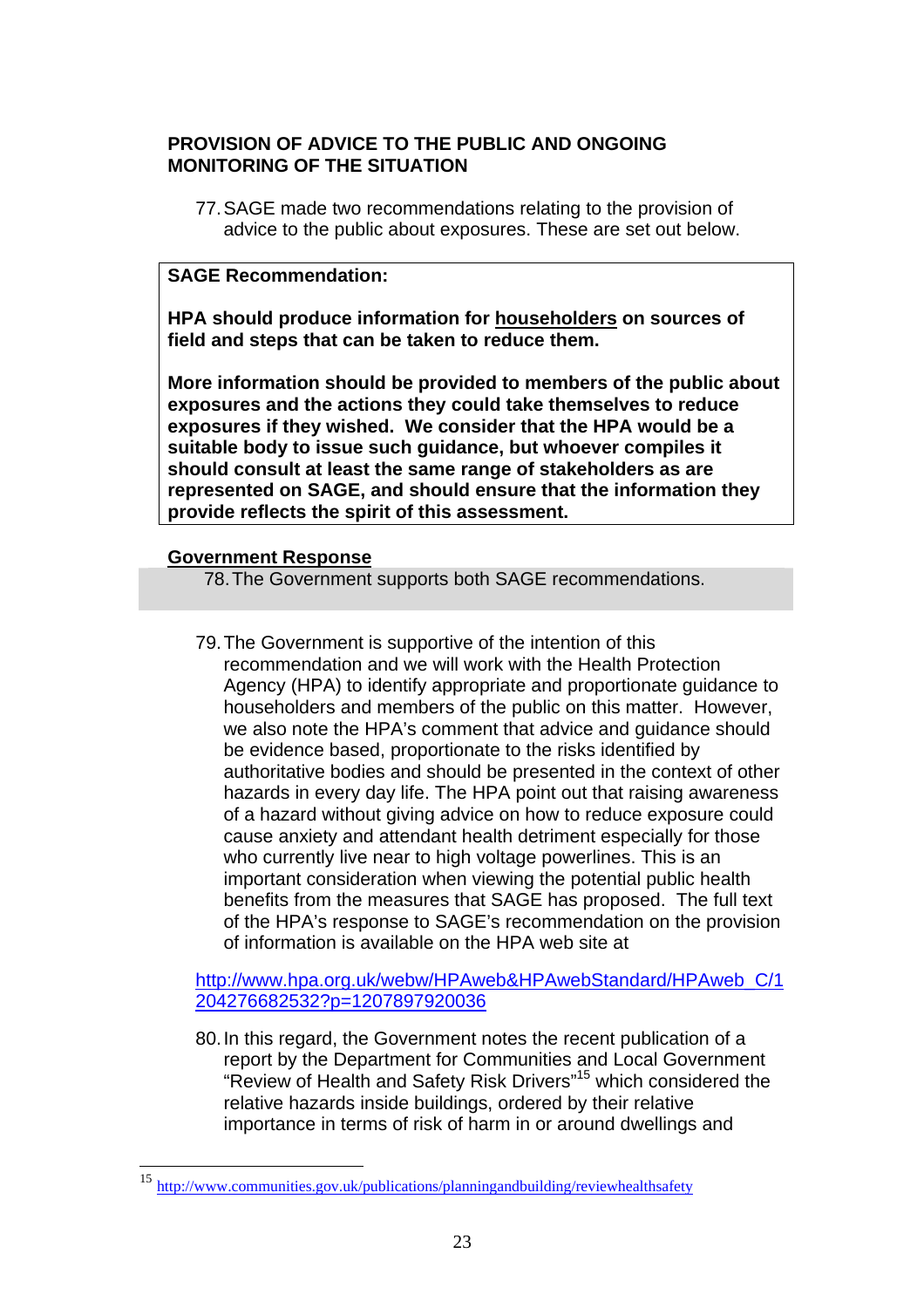## PROVISION OF ADVICE TO THE PUBLIC AND ONGOING MONITORING OF THE SITUATION

77. SAGE made two recommendations relating to the provision of advice to the public about exposures. These are set out below.

**SAGE Recommendation:**

**HPA should produce information for <u>householders</u> on sources of field and steps that can be taken to reduce them.**

**More information should be provided to members of the public about exposures and the actions they could take themselves to reduce exposures if they wished. We consider that the HPA would be a suitable body to issue such guidance, but whoever compiles it should consult at least the same range of stakeholders as are represented on SAGE, and should ensure that the information they provide reflects the spirit of this assessment.**

**<u>Government Response</u>**

78. The Government supports both SAGE recommendations.

79. The Government is supportive of the intention of this recommendation and we will work with the Health Protection Agency (HPA) to identify appropriate and proportionate guidance to householders and members of the public on this matter. However, we also note the HPA's comment that advice and guidance should be evidence based, proportionate to the risks identified by authoritative bodies and should be presented in the context of other hazards in every day life. The HPA point out that raising awareness of a hazard without giving advice on how to reduce exposure could cause anxiety and attendant health detriment especially for those who currently live near to high voltage powerlines. This is an important consideration when viewing the potential public health benefits from the measures that SAGE has proposed. The full text of the HPA's response to SAGE's recommendation on the provision of information is available on the HPA web site at

http://www.hpa.org.uk/webw/HPAweb&HPAwebStandard/HPAweb_C/1204276682532?p=1207897920036

80. In this regard, the Government notes the recent publication of a report by the Department for Communities and Local Government "Review of Health and Safety Risk Drivers"[15] which considered the relative hazards inside buildings, ordered by their relative importance in terms of risk of harm in or around dwellings and

---

[15] http://www.communities.gov.uk/publications/planningandbuilding/reviewhealthsafety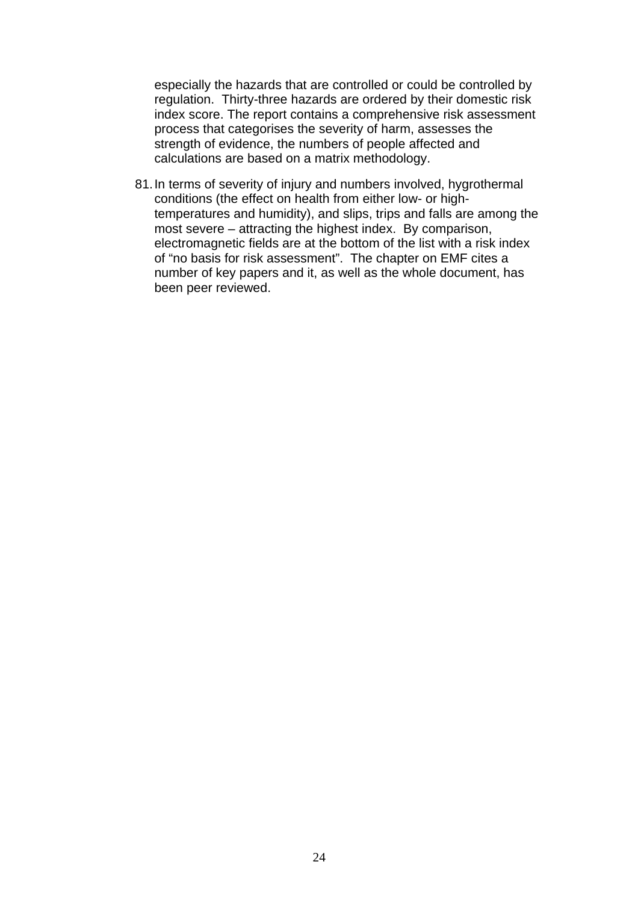especially the hazards that are controlled or could be controlled by regulation. Thirty-three hazards are ordered by their domestic risk index score. The report contains a comprehensive risk assessment process that categorises the severity of harm, assesses the strength of evidence, the numbers of people affected and calculations are based on a matrix methodology.

81. In terms of severity of injury and numbers involved, hygrothermal conditions (the effect on health from either low- or high-temperatures and humidity), and slips, trips and falls are among the most severe – attracting the highest index. By comparison, electromagnetic fields are at the bottom of the list with a risk index of "no basis for risk assessment". The chapter on EMF cites a number of key papers and it, as well as the whole document, has been peer reviewed.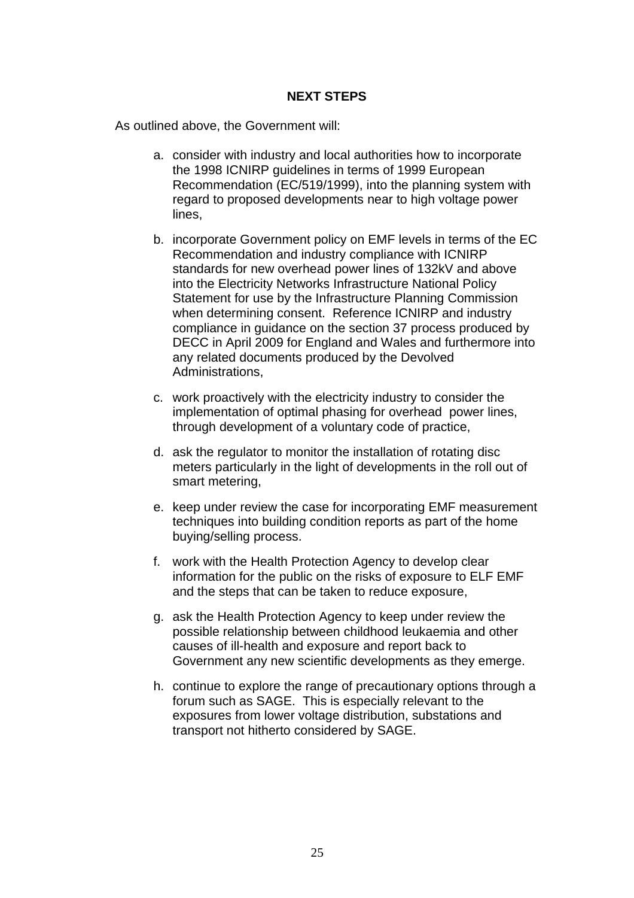## NEXT STEPS

As outlined above, the Government will:

a. consider with industry and local authorities how to incorporate the 1998 ICNIRP guidelines in terms of 1999 European Recommendation (EC/519/1999), into the planning system with regard to proposed developments near to high voltage power lines,

b. incorporate Government policy on EMF levels in terms of the EC Recommendation and industry compliance with ICNIRP standards for new overhead power lines of 132kV and above into the Electricity Networks Infrastructure National Policy Statement for use by the Infrastructure Planning Commission when determining consent. Reference ICNIRP and industry compliance in guidance on the section 37 process produced by DECC in April 2009 for England and Wales and furthermore into any related documents produced by the Devolved Administrations,

c. work proactively with the electricity industry to consider the implementation of optimal phasing for overhead power lines, through development of a voluntary code of practice,

d. ask the regulator to monitor the installation of rotating disc meters particularly in the light of developments in the roll out of smart metering,

e. keep under review the case for incorporating EMF measurement techniques into building condition reports as part of the home buying/selling process.

f. work with the Health Protection Agency to develop clear information for the public on the risks of exposure to ELF EMF and the steps that can be taken to reduce exposure,

g. ask the Health Protection Agency to keep under review the possible relationship between childhood leukaemia and other causes of ill-health and exposure and report back to Government any new scientific developments as they emerge.

h. continue to explore the range of precautionary options through a forum such as SAGE. This is especially relevant to the exposures from lower voltage distribution, substations and transport not hitherto considered by SAGE.